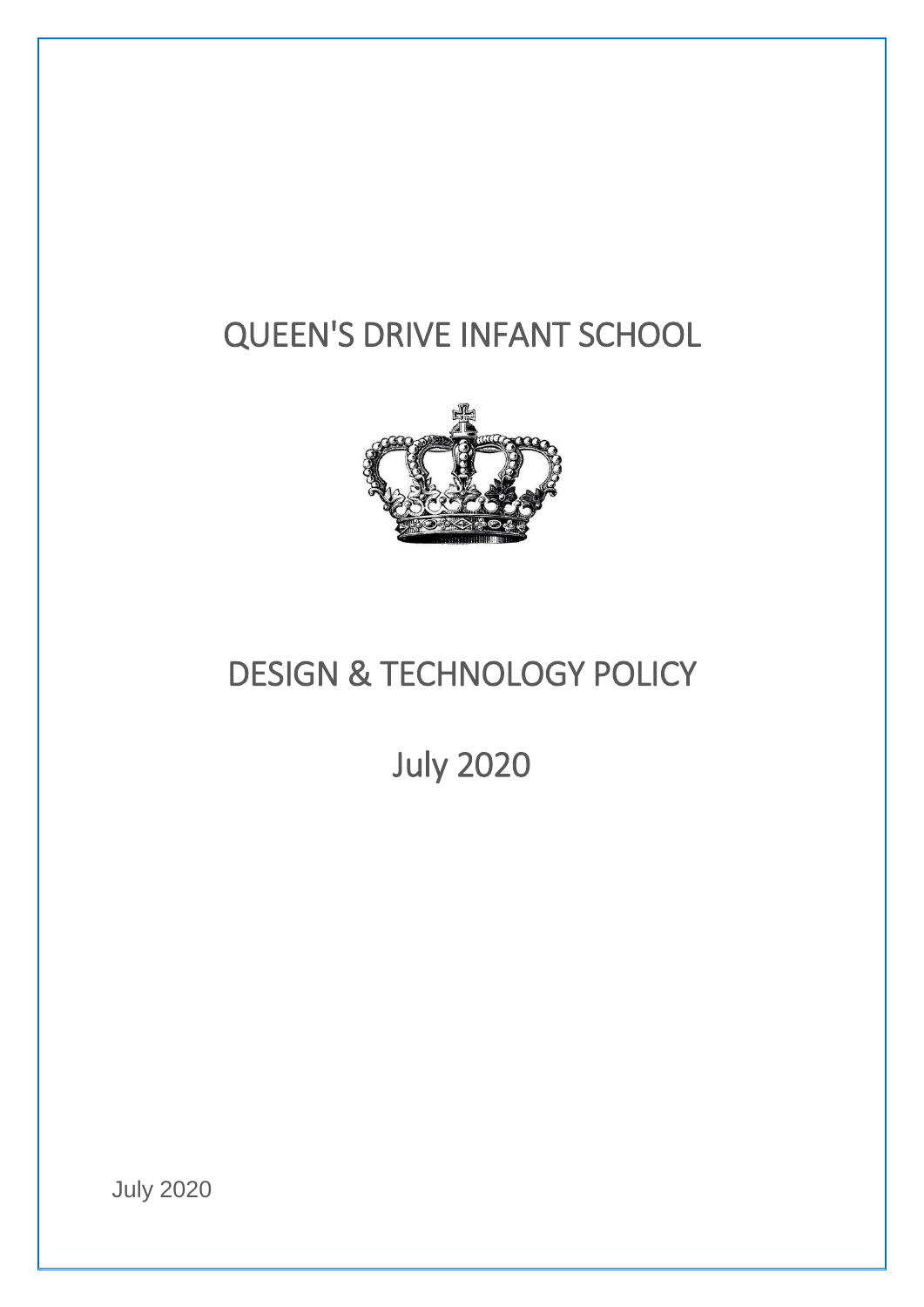# QUEEN'S DRIVE INFANT SCHOOL

# DESIGN & TECHNOLOGY POLICY

## July 2020

July 2020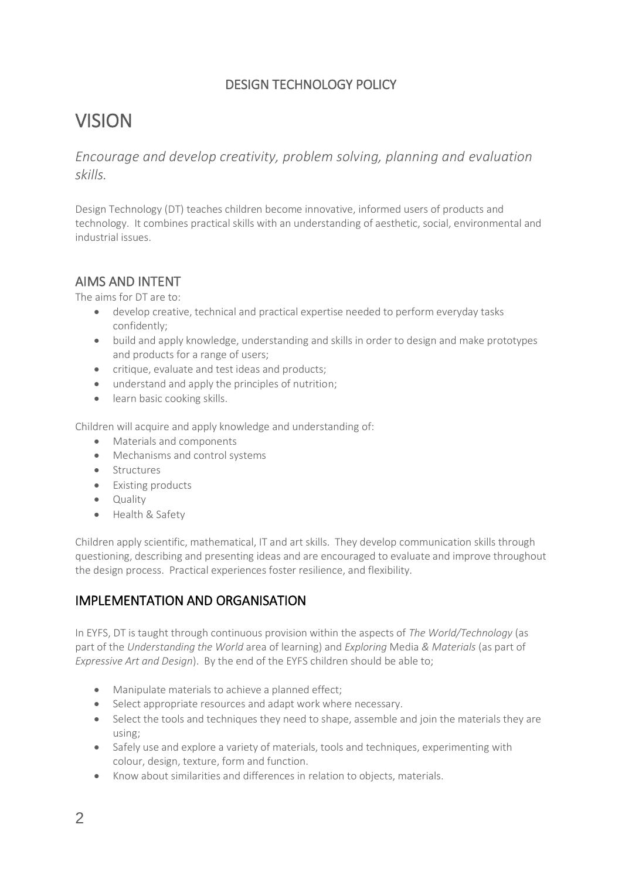## DESIGN TECHNOLOGY POLICY

# VISION

*Encourage and develop creativity, problem solving, planning and evaluation skills.*

Design Technology (DT) teaches children become innovative, informed users of products and technology. It combines practical skills with an understanding of aesthetic, social, environmental and industrial issues.

## AIMS AND INTENT

The aims for DT are to:

- develop creative, technical and practical expertise needed to perform everyday tasks confidently;
- build and apply knowledge, understanding and skills in order to design and make prototypes and products for a range of users;
- critique, evaluate and test ideas and products;
- understand and apply the principles of nutrition;
- learn basic cooking skills.

Children will acquire and apply knowledge and understanding of:

- Materials and components
- Mechanisms and control systems
- Structures
- Existing products
- Quality
- Health & Safety

Children apply scientific, mathematical, IT and art skills. They develop communication skills through questioning, describing and presenting ideas and are encouraged to evaluate and improve throughout the design process. Practical experiences foster resilience, and flexibility.

## IMPLEMENTATION AND ORGANISATION

In EYFS, DT is taught through continuous provision within the aspects of *The World/Technology* (as part of the *Understanding the World* area of learning) and *Exploring* Media *& Materials* (as part of *Expressive Art and Design*). By the end of the EYFS children should be able to;

- Manipulate materials to achieve a planned effect;
- Select appropriate resources and adapt work where necessary.
- Select the tools and techniques they need to shape, assemble and join the materials they are using;
- Safely use and explore a variety of materials, tools and techniques, experimenting with colour, design, texture, form and function.
- Know about similarities and differences in relation to objects, materials.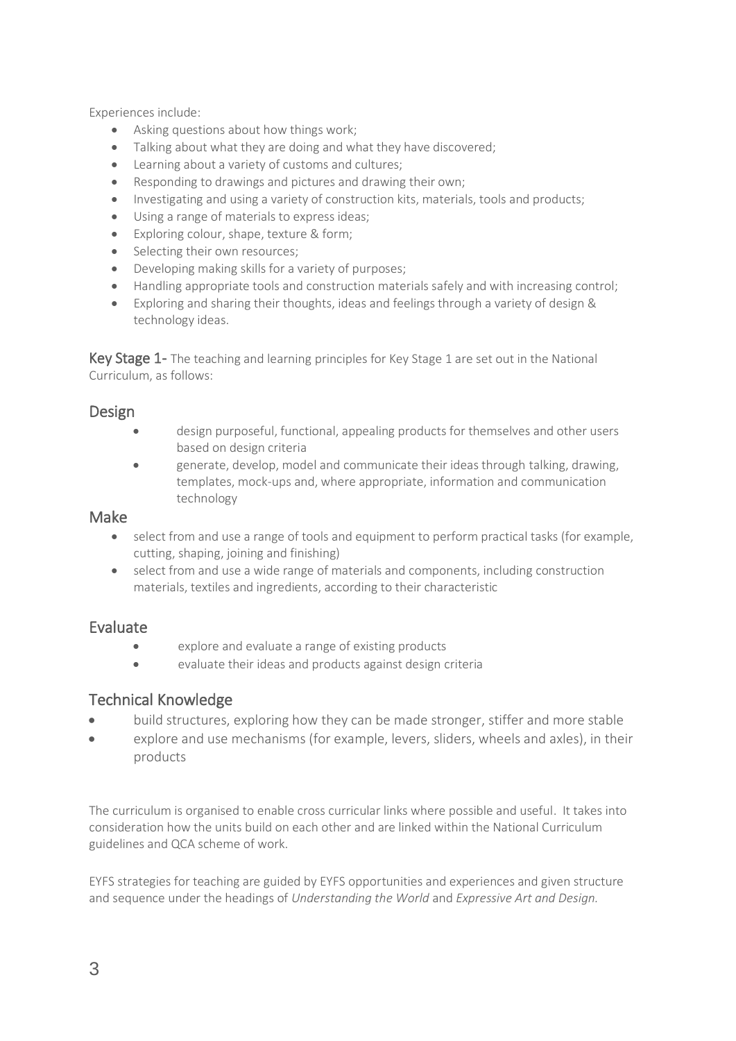Experiences include:

- Asking questions about how things work;
- Talking about what they are doing and what they have discovered;
- Learning about a variety of customs and cultures;
- Responding to drawings and pictures and drawing their own;
- Investigating and using a variety of construction kits, materials, tools and products;
- Using a range of materials to express ideas;
- Exploring colour, shape, texture & form;
- Selecting their own resources;
- Developing making skills for a variety of purposes;
- Handling appropriate tools and construction materials safely and with increasing control;
- Exploring and sharing their thoughts, ideas and feelings through a variety of design & technology ideas.

**Key Stage 1-** The teaching and learning principles for Key Stage 1 are set out in the National Curriculum, as follows:

## Design

- design purposeful, functional, appealing products for themselves and other users based on design criteria
- generate, develop, model and communicate their ideas through talking, drawing, templates, mock-ups and, where appropriate, information and communication technology

## Make

- select from and use a range of tools and equipment to perform practical tasks (for example, cutting, shaping, joining and finishing)
- select from and use a wide range of materials and components, including construction materials, textiles and ingredients, according to their characteristic

## Evaluate

- explore and evaluate a range of existing products
- evaluate their ideas and products against design criteria

## Technical Knowledge

- build structures, exploring how they can be made stronger, stiffer and more stable
- explore and use mechanisms (for example, levers, sliders, wheels and axles), in their products

The curriculum is organised to enable cross curricular links where possible and useful. It takes into consideration how the units build on each other and are linked within the National Curriculum guidelines and QCA scheme of work.

EYFS strategies for teaching are guided by EYFS opportunities and experiences and given structure and sequence under the headings of *Understanding the World* and *Expressive Art and Design.*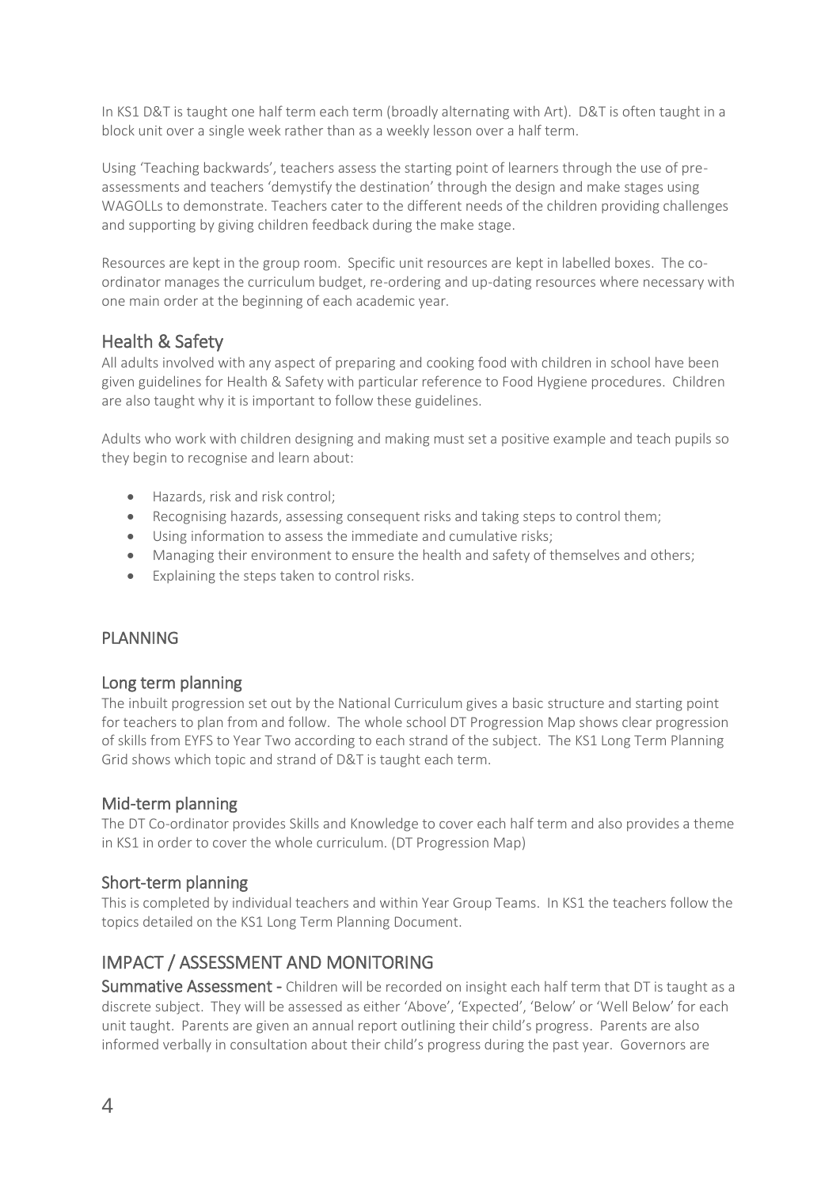In KS1 D&T is taught one half term each term (broadly alternating with Art). D&T is often taught in a block unit over a single week rather than as a weekly lesson over a half term.

Using 'Teaching backwards', teachers assess the starting point of learners through the use of pre-assessments and teachers 'demystify the destination' through the design and make stages using WAGOLLs to demonstrate. Teachers cater to the different needs of the children providing challenges and supporting by giving children feedback during the make stage.

Resources are kept in the group room. Specific unit resources are kept in labelled boxes. The co-ordinator manages the curriculum budget, re-ordering and up-dating resources where necessary with one main order at the beginning of each academic year.

## Health & Safety

All adults involved with any aspect of preparing and cooking food with children in school have been given guidelines for Health & Safety with particular reference to Food Hygiene procedures. Children are also taught why it is important to follow these guidelines.

Adults who work with children designing and making must set a positive example and teach pupils so they begin to recognise and learn about:

- Hazards, risk and risk control;
- Recognising hazards, assessing consequent risks and taking steps to control them;
- Using information to assess the immediate and cumulative risks;
- Managing their environment to ensure the health and safety of themselves and others;
- Explaining the steps taken to control risks.

## PLANNING

### Long term planning

The inbuilt progression set out by the National Curriculum gives a basic structure and starting point for teachers to plan from and follow. The whole school DT Progression Map shows clear progression of skills from EYFS to Year Two according to each strand of the subject. The KS1 Long Term Planning Grid shows which topic and strand of D&T is taught each term.

### Mid-term planning

The DT Co-ordinator provides Skills and Knowledge to cover each half term and also provides a theme in KS1 in order to cover the whole curriculum. (DT Progression Map)

### Short-term planning

This is completed by individual teachers and within Year Group Teams. In KS1 the teachers follow the topics detailed on the KS1 Long Term Planning Document.

## IMPACT / ASSESSMENT AND MONITORING

**Summative Assessment -** Children will be recorded on insight each half term that DT is taught as a discrete subject. They will be assessed as either 'Above', 'Expected', 'Below' or 'Well Below' for each unit taught. Parents are given an annual report outlining their child's progress. Parents are also informed verbally in consultation about their child's progress during the past year. Governors are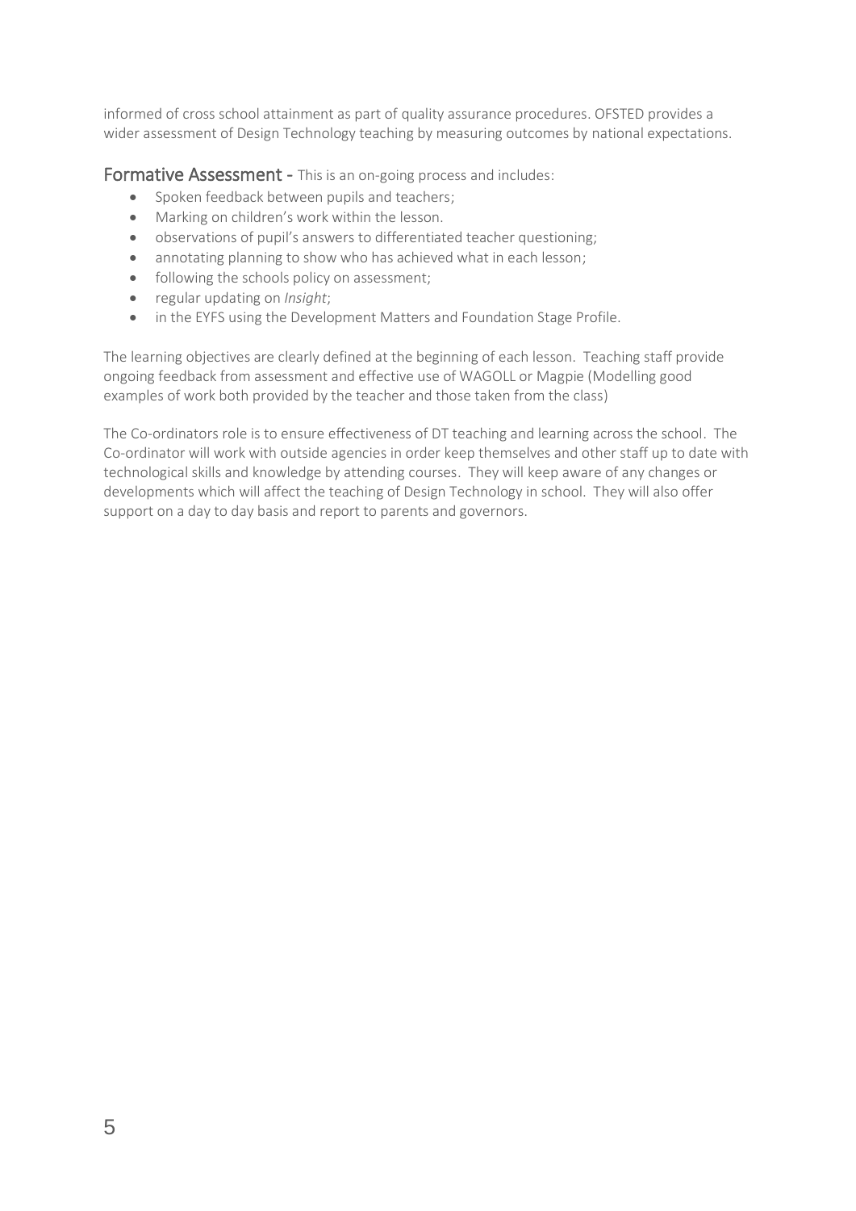informed of cross school attainment as part of quality assurance procedures. OFSTED provides a wider assessment of Design Technology teaching by measuring outcomes by national expectations.

## Formative Assessment - This is an on-going process and includes:

- Spoken feedback between pupils and teachers;
- Marking on children's work within the lesson.
- observations of pupil's answers to differentiated teacher questioning;
- annotating planning to show who has achieved what in each lesson;
- following the schools policy on assessment;
- regular updating on *Insight*;
- in the EYFS using the Development Matters and Foundation Stage Profile.

The learning objectives are clearly defined at the beginning of each lesson. Teaching staff provide ongoing feedback from assessment and effective use of WAGOLL or Magpie (Modelling good examples of work both provided by the teacher and those taken from the class)

The Co-ordinators role is to ensure effectiveness of DT teaching and learning across the school. The Co-ordinator will work with outside agencies in order keep themselves and other staff up to date with technological skills and knowledge by attending courses. They will keep aware of any changes or developments which will affect the teaching of Design Technology in school. They will also offer support on a day to day basis and report to parents and governors.